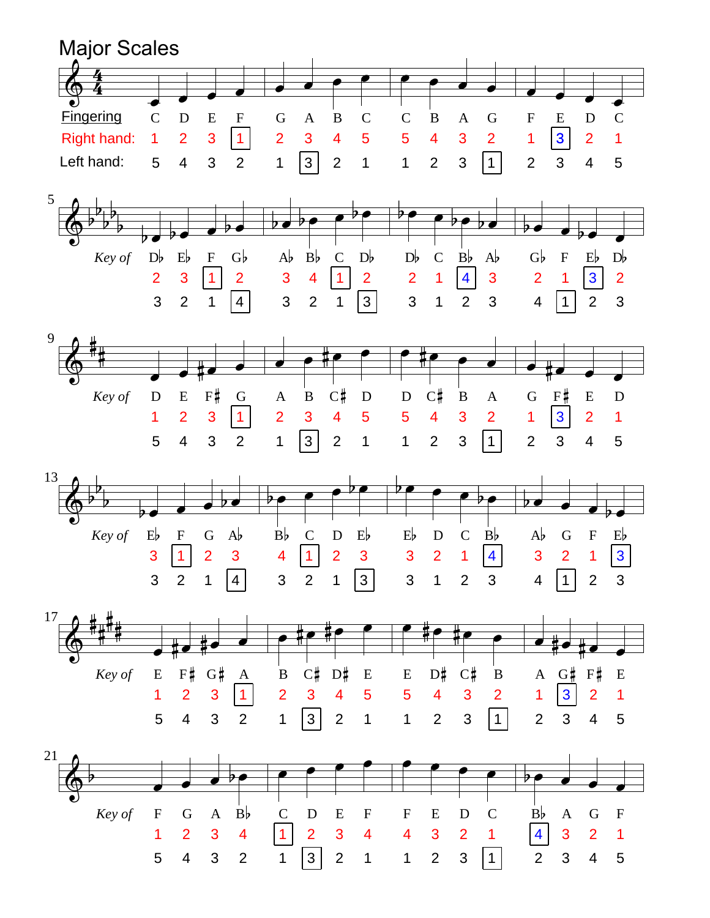# Major Scales

**Fingering**

| | C | D | E | F | G | A | B | C | C | B | A | G | F | E | D | C |
|---|---|---|---|---|---|---|---|---|---|---|---|---|---|---|---|---|
| Right hand: | 1 | 2 | 3 | [1] | 2 | 3 | 4 | 5 | 5 | 4 | 3 | 2 | 1 | [3] | 2 | 1 |
| Left hand: | 5 | 4 | 3 | 2 | 1 | [3] | 2 | 1 | 1 | 2 | 3 | [1] | 2 | 3 | 4 | 5 |

| *Key of* | D♭ | E♭ | F | G♭ | A♭ | B♭ | C | D♭ | D♭ | C | B♭ | A♭ | G♭ | F | E♭ | D♭ |
|---|---|---|---|---|---|---|---|---|---|---|---|---|---|---|---|---|
| Right hand | 2 | 3 | [1] | 2 | 3 | 4 | [1] | 2 | 2 | 1 | [4] | 3 | 2 | 1 | [3] | 2 |
| Left hand | 3 | 2 | 1 | [4] | 3 | 2 | 1 | [3] | 3 | 1 | 2 | 3 | 4 | [1] | 2 | 3 |

| *Key of* | D | E | F♯ | G | A | B | C♯ | D | D | C♯ | B | A | G | F♯ | E | D |
|---|---|---|---|---|---|---|---|---|---|---|---|---|---|---|---|---|
| Right hand | 1 | 2 | 3 | [1] | 2 | 3 | 4 | 5 | 5 | 4 | 3 | 2 | 1 | [3] | 2 | 1 |
| Left hand | 5 | 4 | 3 | 2 | 1 | [3] | 2 | 1 | 1 | 2 | 3 | [1] | 2 | 3 | 4 | 5 |

| *Key of* | E♭ | F | G | A♭ | B♭ | C | D | E♭ | E♭ | D | C | B♭ | A♭ | G | F | E♭ |
|---|---|---|---|---|---|---|---|---|---|---|---|---|---|---|---|---|
| Right hand | 3 | [1] | 2 | 3 | 4 | [1] | 2 | 3 | 3 | 2 | 1 | [4] | 3 | 2 | 1 | [3] |
| Left hand | 3 | 2 | 1 | [4] | 3 | 2 | 1 | [3] | 3 | 1 | 2 | 3 | 4 | [1] | 2 | 3 |

| *Key of* | E | F♯ | G♯ | A | B | C♯ | D♯ | E | E | D♯ | C♯ | B | A | G♯ | F♯ | E |
|---|---|---|---|---|---|---|---|---|---|---|---|---|---|---|---|---|
| Right hand | 1 | 2 | 3 | [1] | 2 | 3 | 4 | 5 | 5 | 4 | 3 | 2 | 1 | [3] | 2 | 1 |
| Left hand | 5 | 4 | 3 | 2 | 1 | [3] | 2 | 1 | 1 | 2 | 3 | [1] | 2 | 3 | 4 | 5 |

| *Key of* | F | G | A | B♭ | C | D | E | F | F | E | D | C | B♭ | A | G | F |
|---|---|---|---|---|---|---|---|---|---|---|---|---|---|---|---|---|
| Right hand | 1 | 2 | 3 | 4 | [1] | 2 | 3 | 4 | 4 | 3 | 2 | 1 | [4] | 3 | 2 | 1 |
| Left hand | 5 | 4 | 3 | 2 | 1 | [3] | 2 | 1 | 1 | 2 | 3 | [1] | 2 | 3 | 4 | 5 |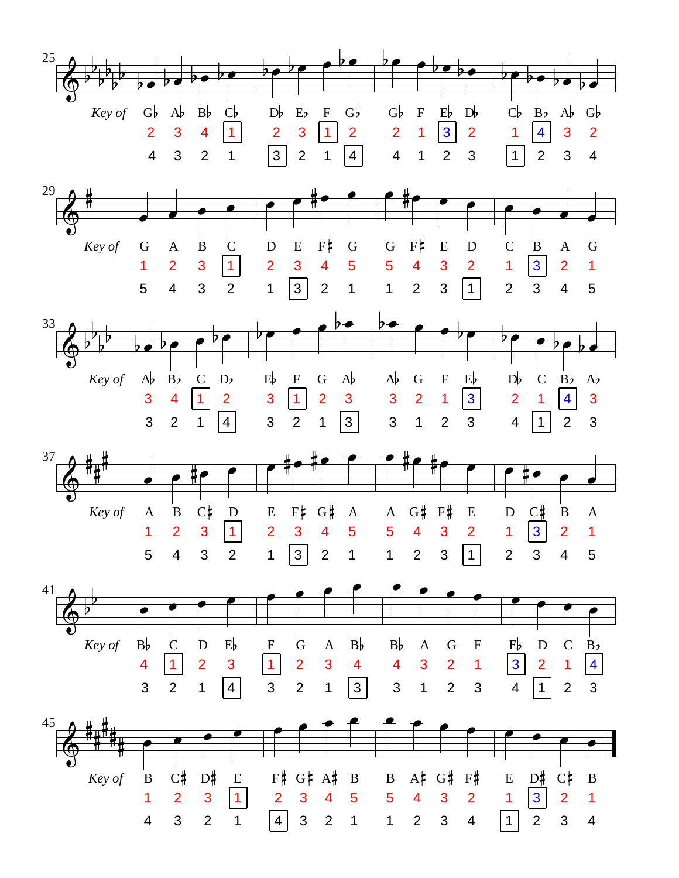25

| | | | | | | | | | | | | | | | | |
|---|---|---|---|---|---|---|---|---|---|---|---|---|---|---|---|---|
| *Key of* | G♭ | A♭ | B♭ | C♭ | D♭ | E♭ | F | G♭ | G♭ | F | E♭ | D♭ | C♭ | B♭ | A♭ | G♭ |
| | 2 | 3 | 4 | 1 | 2 | 3 | 1 | 2 | 2 | 1 | 3 | 2 | 1 | 4 | 3 | 2 |
| | 4 | 3 | 2 | 1 | 3 | 2 | 1 | 4 | 4 | 1 | 2 | 3 | 1 | 2 | 3 | 4 |

29

| | | | | | | | | | | | | | | | | |
|---|---|---|---|---|---|---|---|---|---|---|---|---|---|---|---|---|
| *Key of* | G | A | B | C | D | E | F♯ | G | G | F♯ | E | D | C | B | A | G |
| | 1 | 2 | 3 | 1 | 2 | 3 | 4 | 5 | 5 | 4 | 3 | 2 | 1 | 3 | 2 | 1 |
| | 5 | 4 | 3 | 2 | 1 | 3 | 2 | 1 | 1 | 2 | 3 | 1 | 2 | 3 | 4 | 5 |

33

| | | | | | | | | | | | | | | | | |
|---|---|---|---|---|---|---|---|---|---|---|---|---|---|---|---|---|
| *Key of* | A♭ | B♭ | C | D♭ | E♭ | F | G | A♭ | A♭ | G | F | E♭ | D♭ | C | B♭ | A♭ |
| | 3 | 4 | 1 | 2 | 3 | 1 | 2 | 3 | 3 | 2 | 1 | 3 | 2 | 1 | 4 | 3 |
| | 3 | 2 | 1 | 4 | 3 | 2 | 1 | 3 | 3 | 1 | 2 | 3 | 4 | 1 | 2 | 3 |

37

| | | | | | | | | | | | | | | | | |
|---|---|---|---|---|---|---|---|---|---|---|---|---|---|---|---|---|
| *Key of* | A | B | C♯ | D | E | F♯ | G♯ | A | A | G♯ | F♯ | E | D | C♯ | B | A |
| | 1 | 2 | 3 | 1 | 2 | 3 | 4 | 5 | 5 | 4 | 3 | 2 | 1 | 3 | 2 | 1 |
| | 5 | 4 | 3 | 2 | 1 | 3 | 2 | 1 | 1 | 2 | 3 | 1 | 2 | 3 | 4 | 5 |

41

| | | | | | | | | | | | | | | | | |
|---|---|---|---|---|---|---|---|---|---|---|---|---|---|---|---|---|
| *Key of* | B♭ | C | D | E♭ | F | G | A | B♭ | B♭ | A | G | F | E♭ | D | C | B♭ |
| | 4 | 1 | 2 | 3 | 1 | 2 | 3 | 4 | 4 | 3 | 2 | 1 | 3 | 2 | 1 | 4 |
| | 3 | 2 | 1 | 4 | 3 | 2 | 1 | 3 | 3 | 1 | 2 | 3 | 4 | 1 | 2 | 3 |

45

| | | | | | | | | | | | | | | | | |
|---|---|---|---|---|---|---|---|---|---|---|---|---|---|---|---|---|
| *Key of* | B | C♯ | D♯ | E | F♯ | G♯ | A♯ | B | B | A♯ | G♯ | F♯ | E | D♯ | C♯ | B |
| | 1 | 2 | 3 | 1 | 2 | 3 | 4 | 5 | 5 | 4 | 3 | 2 | 1 | 3 | 2 | 1 |
| | 4 | 3 | 2 | 1 | 4 | 3 | 2 | 1 | 1 | 2 | 3 | 4 | 1 | 2 | 3 | 4 |